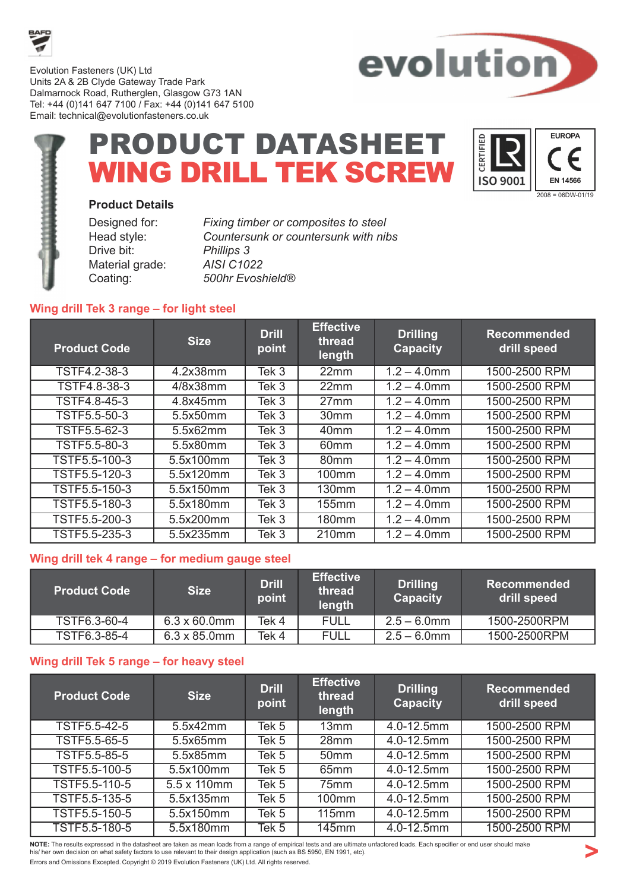Evolution Fasteners (UK) Ltd
Units 2A & 2B Clyde Gateway Trade Park
Dalmarnock Road, Rutherglen, Glasgow G73 1AN
Tel: +44 (0)141 647 7100 / Fax: +44 (0)141 647 5100
Email: technical@evolutionfasteners.co.uk

CERTIFIED ISO 9001

EUROPA CE EN 14566
2008 = 06DW-01/19

# PRODUCT DATASHEET
# WING DRILL TEK SCREW

### Product Details

| | |
|---|---|
| Designed for: | *Fixing timber or composites to steel* |
| Head style: | *Countersunk or countersunk with nibs* |
| Drive bit: | *Phillips 3* |
| Material grade: | *AISI C1022* |
| Coating: | *500hr Evoshield®* |

## Wing drill Tek 3 range – for light steel

| Product Code | Size | Drill point | Effective thread length | Drilling Capacity | Recommended drill speed |
|---|---|---|---|---|---|
| TSTF4.2-38-3 | 4.2x38mm | Tek 3 | 22mm | 1.2 – 4.0mm | 1500-2500 RPM |
| TSTF4.8-38-3 | 4/8x38mm | Tek 3 | 22mm | 1.2 – 4.0mm | 1500-2500 RPM |
| TSTF4.8-45-3 | 4.8x45mm | Tek 3 | 27mm | 1.2 – 4.0mm | 1500-2500 RPM |
| TSTF5.5-50-3 | 5.5x50mm | Tek 3 | 30mm | 1.2 – 4.0mm | 1500-2500 RPM |
| TSTF5.5-62-3 | 5.5x62mm | Tek 3 | 40mm | 1.2 – 4.0mm | 1500-2500 RPM |
| TSTF5.5-80-3 | 5.5x80mm | Tek 3 | 60mm | 1.2 – 4.0mm | 1500-2500 RPM |
| TSTF5.5-100-3 | 5.5x100mm | Tek 3 | 80mm | 1.2 – 4.0mm | 1500-2500 RPM |
| TSTF5.5-120-3 | 5.5x120mm | Tek 3 | 100mm | 1.2 – 4.0mm | 1500-2500 RPM |
| TSTF5.5-150-3 | 5.5x150mm | Tek 3 | 130mm | 1.2 – 4.0mm | 1500-2500 RPM |
| TSTF5.5-180-3 | 5.5x180mm | Tek 3 | 155mm | 1.2 – 4.0mm | 1500-2500 RPM |
| TSTF5.5-200-3 | 5.5x200mm | Tek 3 | 180mm | 1.2 – 4.0mm | 1500-2500 RPM |
| TSTF5.5-235-3 | 5.5x235mm | Tek 3 | 210mm | 1.2 – 4.0mm | 1500-2500 RPM |

## Wing drill tek 4 range – for medium gauge steel

| Product Code | Size | Drill point | Effective thread length | Drilling Capacity | Recommended drill speed |
|---|---|---|---|---|---|
| TSTF6.3-60-4 | 6.3 x 60.0mm | Tek 4 | FULL | 2.5 – 6.0mm | 1500-2500RPM |
| TSTF6.3-85-4 | 6.3 x 85.0mm | Tek 4 | FULL | 2.5 – 6.0mm | 1500-2500RPM |

## Wing drill Tek 5 range – for heavy steel

| Product Code | Size | Drill point | Effective thread length | Drilling Capacity | Recommended drill speed |
|---|---|---|---|---|---|
| TSTF5.5-42-5 | 5.5x42mm | Tek 5 | 13mm | 4.0-12.5mm | 1500-2500 RPM |
| TSTF5.5-65-5 | 5.5x65mm | Tek 5 | 28mm | 4.0-12.5mm | 1500-2500 RPM |
| TSTF5.5-85-5 | 5.5x85mm | Tek 5 | 50mm | 4.0-12.5mm | 1500-2500 RPM |
| TSTF5.5-100-5 | 5.5x100mm | Tek 5 | 65mm | 4.0-12.5mm | 1500-2500 RPM |
| TSTF5.5-110-5 | 5.5 x 110mm | Tek 5 | 75mm | 4.0-12.5mm | 1500-2500 RPM |
| TSTF5.5-135-5 | 5.5x135mm | Tek 5 | 100mm | 4.0-12.5mm | 1500-2500 RPM |
| TSTF5.5-150-5 | 5.5x150mm | Tek 5 | 115mm | 4.0-12.5mm | 1500-2500 RPM |
| TSTF5.5-180-5 | 5.5x180mm | Tek 5 | 145mm | 4.0-12.5mm | 1500-2500 RPM |

**NOTE:** The results expressed in the datasheet are taken as mean loads from a range of empirical tests and are ultimate unfactored loads. Each specifier or end user should make his/ her own decision on what safety factors to use relevant to their design application (such as BS 5950, EN 1991, etc).

Errors and Omissions Excepted. Copyright © 2019 Evolution Fasteners (UK) Ltd. All rights reserved.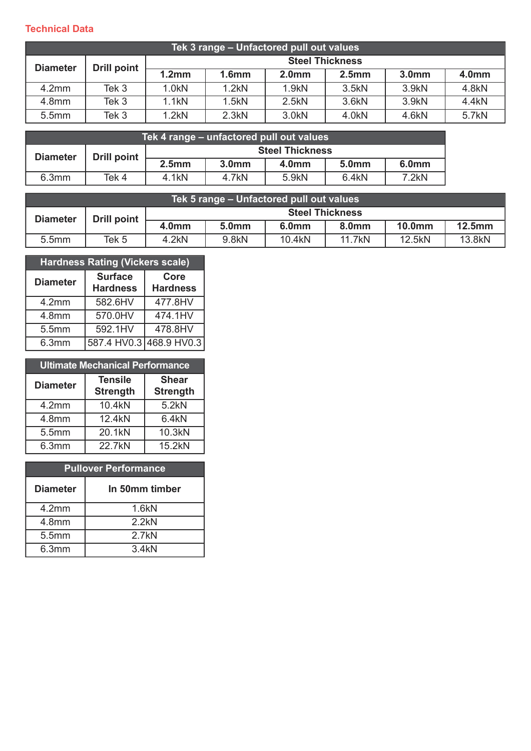## Technical Data

| Tek 3 range – Unfactored pull out values | | | | | | | |
|---|---|---|---|---|---|---|---|
| Diameter | Drill point | Steel Thickness | | | | | |
| | | 1.2mm | 1.6mm | 2.0mm | 2.5mm | 3.0mm | 4.0mm |
| 4.2mm | Tek 3 | 1.0kN | 1.2kN | 1.9kN | 3.5kN | 3.9kN | 4.8kN |
| 4.8mm | Tek 3 | 1.1kN | 1.5kN | 2.5kN | 3.6kN | 3.9kN | 4.4kN |
| 5.5mm | Tek 3 | 1.2kN | 2.3kN | 3.0kN | 4.0kN | 4.6kN | 5.7kN |

| Tek 4 range – unfactored pull out values | | | | | | |
|---|---|---|---|---|---|---|
| Diameter | Drill point | Steel Thickness | | | | |
| | | 2.5mm | 3.0mm | 4.0mm | 5.0mm | 6.0mm |
| 6.3mm | Tek 4 | 4.1kN | 4.7kN | 5.9kN | 6.4kN | 7.2kN |

| Tek 5 range – Unfactored pull out values | | | | | | | |
|---|---|---|---|---|---|---|---|
| Diameter | Drill point | Steel Thickness | | | | | |
| | | 4.0mm | 5.0mm | 6.0mm | 8.0mm | 10.0mm | 12.5mm |
| 5.5mm | Tek 5 | 4.2kN | 9.8kN | 10.4kN | 11.7kN | 12.5kN | 13.8kN |

| Hardness Rating (Vickers scale) | | |
|---|---|---|
| Diameter | Surface Hardness | Core Hardness |
| 4.2mm | 582.6HV | 477.8HV |
| 4.8mm | 570.0HV | 474.1HV |
| 5.5mm | 592.1HV | 478.8HV |
| 6.3mm | 587.4 HV0.3 | 468.9 HV0.3 |

| Ultimate Mechanical Performance | | |
|---|---|---|
| Diameter | Tensile Strength | Shear Strength |
| 4.2mm | 10.4kN | 5.2kN |
| 4.8mm | 12.4kN | 6.4kN |
| 5.5mm | 20.1kN | 10.3kN |
| 6.3mm | 22.7kN | 15.2kN |

| Pullover Performance | |
|---|---|
| Diameter | In 50mm timber |
| 4.2mm | 1.6kN |
| 4.8mm | 2.2kN |
| 5.5mm | 2.7kN |
| 6.3mm | 3.4kN |